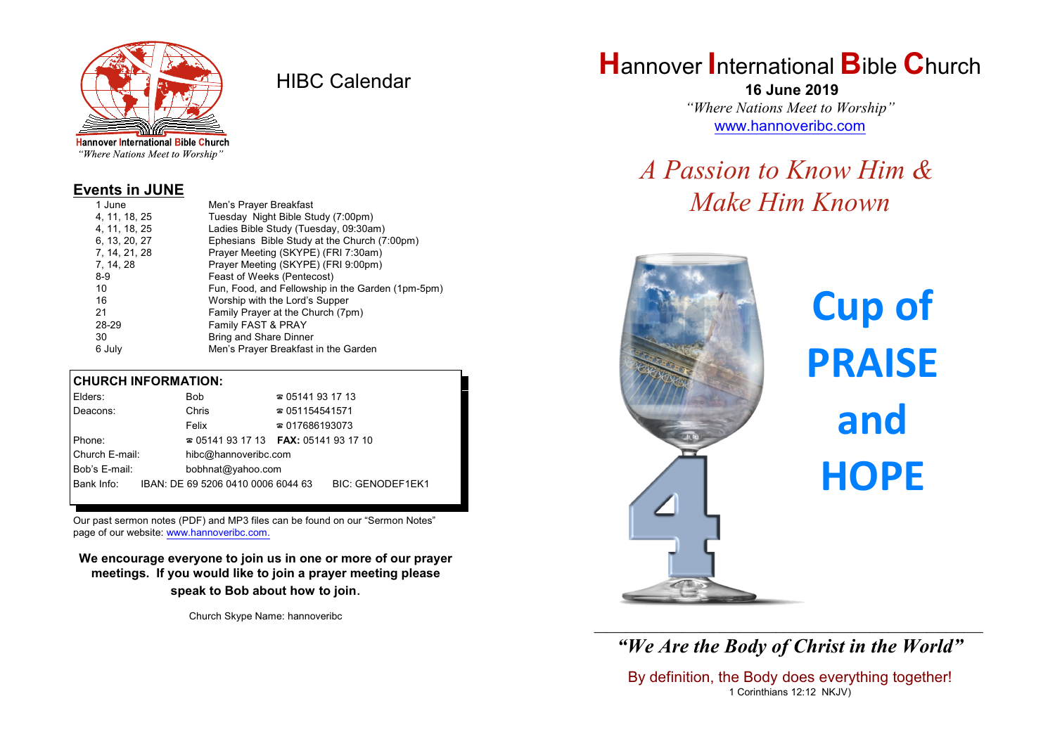Hannover International Bible Church
*"Where Nations Meet to Worship"*

# HIBC Calendar

## Events in JUNE

| | |
|---|---|
| 1 June | Men's Prayer Breakfast |
| 4, 11, 18, 25 | Tuesday Night Bible Study (7:00pm) |
| 4, 11, 18, 25 | Ladies Bible Study (Tuesday, 09:30am) |
| 6, 13, 20, 27 | Ephesians Bible Study at the Church (7:00pm) |
| 7, 14, 21, 28 | Prayer Meeting (SKYPE) (FRI 7:30am) |
| 7, 14, 28 | Prayer Meeting (SKYPE) (FRI 9:00pm) |
| 8-9 | Feast of Weeks (Pentecost) |
| 10 | Fun, Food, and Fellowship in the Garden (1pm-5pm) |
| 16 | Worship with the Lord's Supper |
| 21 | Family Prayer at the Church (7pm) |
| 28-29 | Family FAST & PRAY |
| 30 | Bring and Share Dinner |
| 6 July | Men's Prayer Breakfast in the Garden |

## CHURCH INFORMATION:

| | | |
|---|---|---|
| Elders: | Bob | ☎ 05141 93 17 13 |
| Deacons: | Chris | ☎ 051154541571 |
| | Felix | ☎ 017686193073 |
| Phone: | ☎ 05141 93 17 13 | **FAX:** 05141 93 17 10 |
| Church E-mail: | hibc@hannoveribc.com | |
| Bob's E-mail: | bobhnat@yahoo.com | |
| Bank Info: | IBAN: DE 69 5206 0410 0006 6044 63 | BIC: GENODEF1EK1 |

Our past sermon notes (PDF) and MP3 files can be found on our "Sermon Notes" page of our website: www.hannoveribc.com.

**We encourage everyone to join us in one or more of our prayer meetings. If you would like to join a prayer meeting please speak to Bob about how to join.**

Church Skype Name: hannoveribc

# Hannover International Bible Church

**16 June 2019**

*"Where Nations Meet to Worship"*

www.hannoveribc.com

## *A Passion to Know Him & Make Him Known*

# Cup of PRAISE and HOPE

4

---

***"We Are the Body of Christ in the World"***

By definition, the Body does everything together!
1 Corinthians 12:12 NKJV)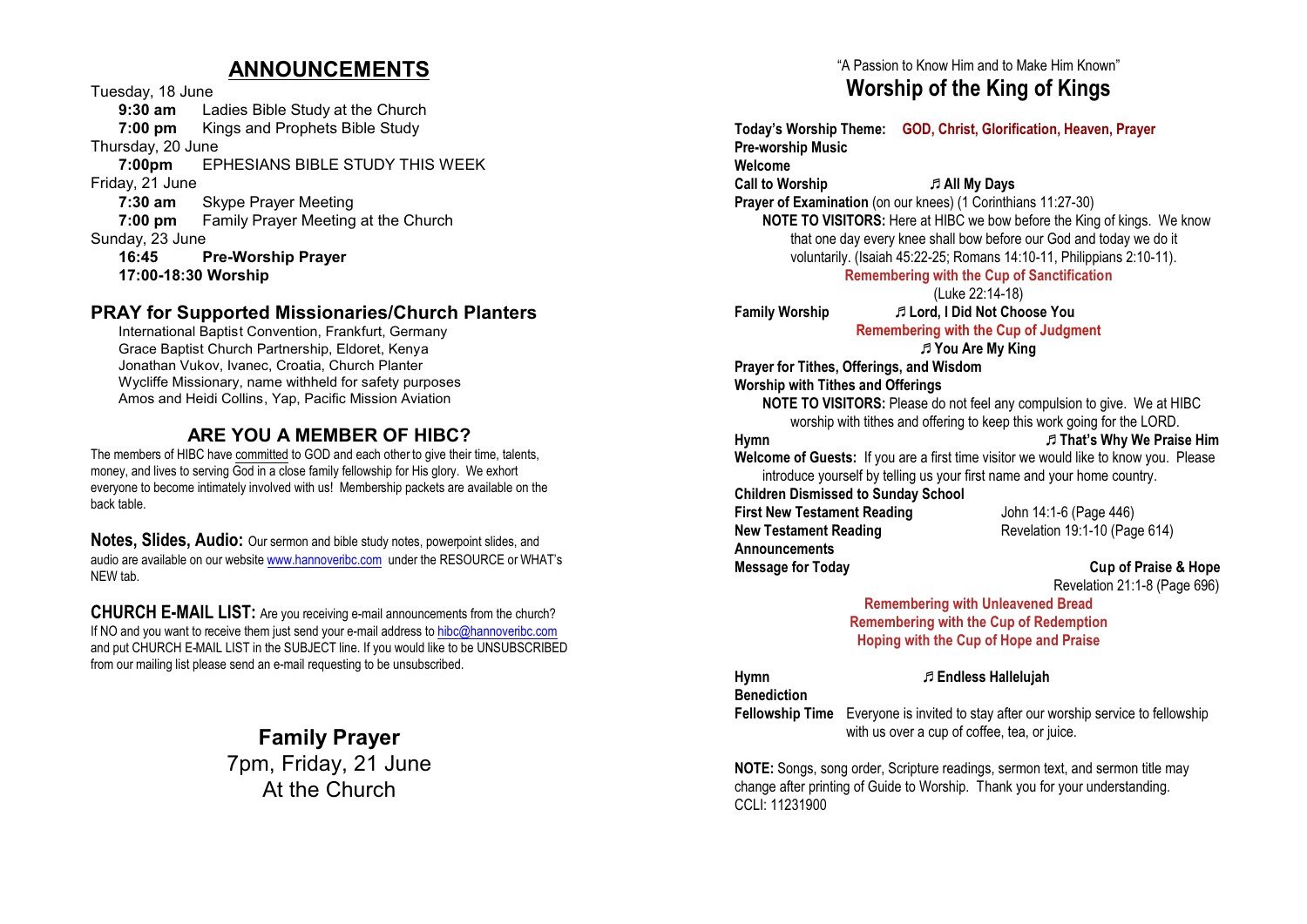# ANNOUNCEMENTS

Tuesday, 18 June

- **9:30 am** Ladies Bible Study at the Church
- **7:00 pm** Kings and Prophets Bible Study

Thursday, 20 June

- **7:00pm** EPHESIANS BIBLE STUDY THIS WEEK

Friday, 21 June

- **7:30 am** Skype Prayer Meeting
- **7:00 pm** Family Prayer Meeting at the Church

Sunday, 23 June

- **16:45 Pre-Worship Prayer**
- **17:00-18:30 Worship**

## PRAY for Supported Missionaries/Church Planters

International Baptist Convention, Frankfurt, Germany
Grace Baptist Church Partnership, Eldoret, Kenya
Jonathan Vukov, Ivanec, Croatia, Church Planter
Wycliffe Missionary, name withheld for safety purposes
Amos and Heidi Collins, Yap, Pacific Mission Aviation

## ARE YOU A MEMBER OF HIBC?

The members of HIBC have committed to GOD and each other to give their time, talents, money, and lives to serving God in a close family fellowship for His glory. We exhort everyone to become intimately involved with us! Membership packets are available on the back table.

**Notes, Slides, Audio:** Our sermon and bible study notes, powerpoint slides, and audio are available on our website www.hannoveribc.com under the RESOURCE or WHAT's NEW tab.

**CHURCH E-MAIL LIST:** Are you receiving e-mail announcements from the church? If NO and you want to receive them just send your e-mail address to hibc@hannoveribc.com and put CHURCH E-MAIL LIST in the SUBJECT line. If you would like to be UNSUBSCRIBED from our mailing list please send an e-mail requesting to be unsubscribed.

**Family Prayer**
7pm, Friday, 21 June
At the Church

"A Passion to Know Him and to Make Him Known"

# Worship of the King of Kings

**Today's Worship Theme:** **GOD, Christ, Glorification, Heaven, Prayer**
**Pre-worship Music**
**Welcome**
**Call to Worship** ♬ **All My Days**
**Prayer of Examination** (on our knees) (1 Corinthians 11:27-30)

**NOTE TO VISITORS:** Here at HIBC we bow before the King of kings. We know that one day every knee shall bow before our God and today we do it voluntarily. (Isaiah 45:22-25; Romans 14:10-11, Philippians 2:10-11).

**Remembering with the Cup of Sanctification**
(Luke 22:14-18)

**Family Worship** ♬ **Lord, I Did Not Choose You**
**Remembering with the Cup of Judgment**
♬ **You Are My King**
**Prayer for Tithes, Offerings, and Wisdom**
**Worship with Tithes and Offerings**

**NOTE TO VISITORS:** Please do not feel any compulsion to give. We at HIBC worship with tithes and offering to keep this work going for the LORD.

**Hymn** ♬ **That's Why We Praise Him**
**Welcome of Guests:** If you are a first time visitor we would like to know you. Please introduce yourself by telling us your first name and your home country.
**Children Dismissed to Sunday School**
**First New Testament Reading** John 14:1-6 (Page 446)
**New Testament Reading** Revelation 19:1-10 (Page 614)
**Announcements**
**Message for Today** **Cup of Praise & Hope**
Revelation 21:1-8 (Page 696)

**Remembering with Unleavened Bread**
**Remembering with the Cup of Redemption**
**Hoping with the Cup of Hope and Praise**

**Hymn** ♬ **Endless Hallelujah**
**Benediction**
**Fellowship Time** Everyone is invited to stay after our worship service to fellowship with us over a cup of coffee, tea, or juice.

**NOTE:** Songs, song order, Scripture readings, sermon text, and sermon title may change after printing of Guide to Worship. Thank you for your understanding.
CCLI: 11231900